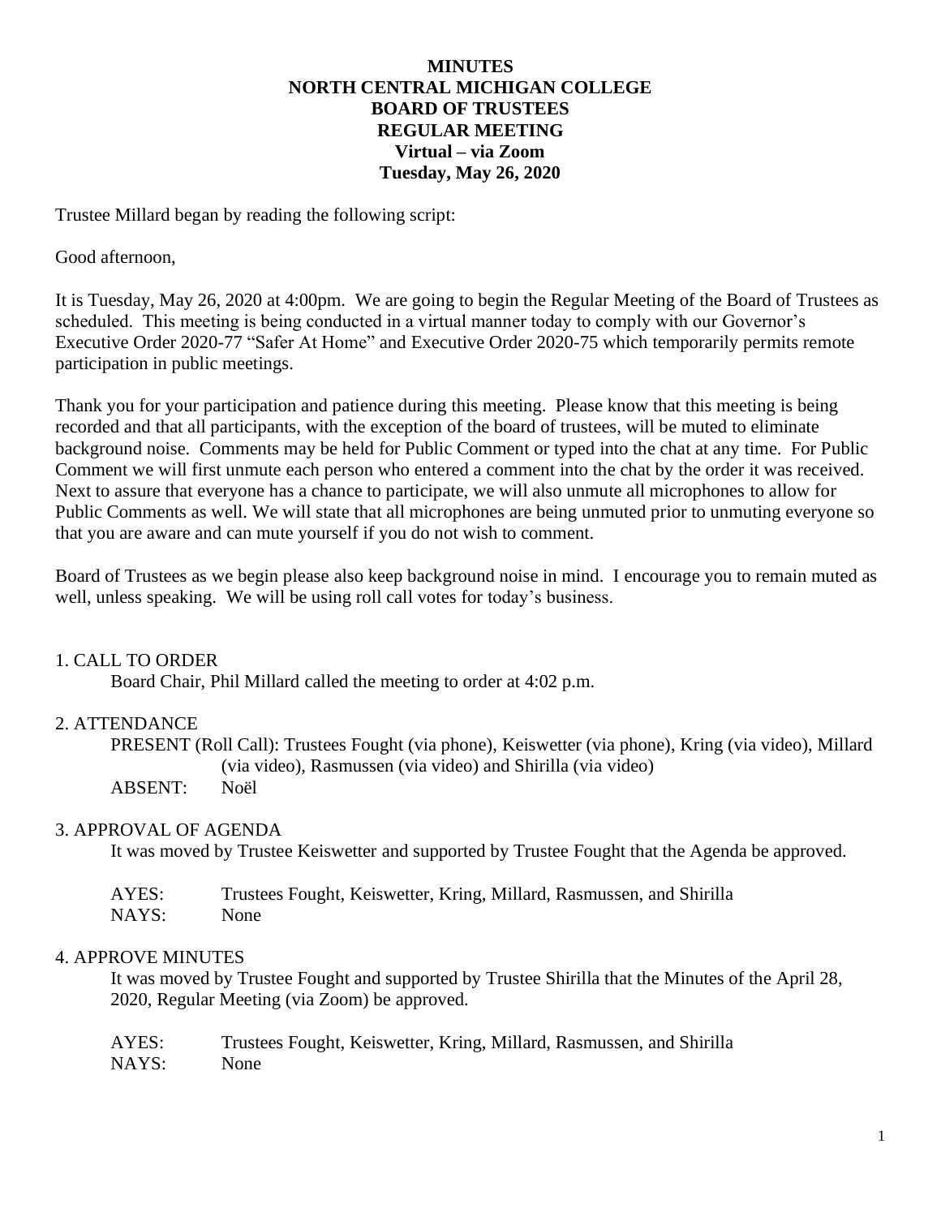# MINUTES
## NORTH CENTRAL MICHIGAN COLLEGE
## BOARD OF TRUSTEES
## REGULAR MEETING
## Virtual – via Zoom
## Tuesday, May 26, 2020

Trustee Millard began by reading the following script:

Good afternoon,

It is Tuesday, May 26, 2020 at 4:00pm. We are going to begin the Regular Meeting of the Board of Trustees as scheduled. This meeting is being conducted in a virtual manner today to comply with our Governor's Executive Order 2020-77 "Safer At Home" and Executive Order 2020-75 which temporarily permits remote participation in public meetings.

Thank you for your participation and patience during this meeting. Please know that this meeting is being recorded and that all participants, with the exception of the board of trustees, will be muted to eliminate background noise. Comments may be held for Public Comment or typed into the chat at any time. For Public Comment we will first unmute each person who entered a comment into the chat by the order it was received. Next to assure that everyone has a chance to participate, we will also unmute all microphones to allow for Public Comments as well. We will state that all microphones are being unmuted prior to unmuting everyone so that you are aware and can mute yourself if you do not wish to comment.

Board of Trustees as we begin please also keep background noise in mind. I encourage you to remain muted as well, unless speaking. We will be using roll call votes for today's business.

1. CALL TO ORDER

Board Chair, Phil Millard called the meeting to order at 4:02 p.m.

2. ATTENDANCE

PRESENT (Roll Call): Trustees Fought (via phone), Keiswetter (via phone), Kring (via video), Millard (via video), Rasmussen (via video) and Shirilla (via video)

ABSENT: Noël

3. APPROVAL OF AGENDA

It was moved by Trustee Keiswetter and supported by Trustee Fought that the Agenda be approved.

AYES: Trustees Fought, Keiswetter, Kring, Millard, Rasmussen, and Shirilla
NAYS: None

4. APPROVE MINUTES

It was moved by Trustee Fought and supported by Trustee Shirilla that the Minutes of the April 28, 2020, Regular Meeting (via Zoom) be approved.

AYES: Trustees Fought, Keiswetter, Kring, Millard, Rasmussen, and Shirilla
NAYS: None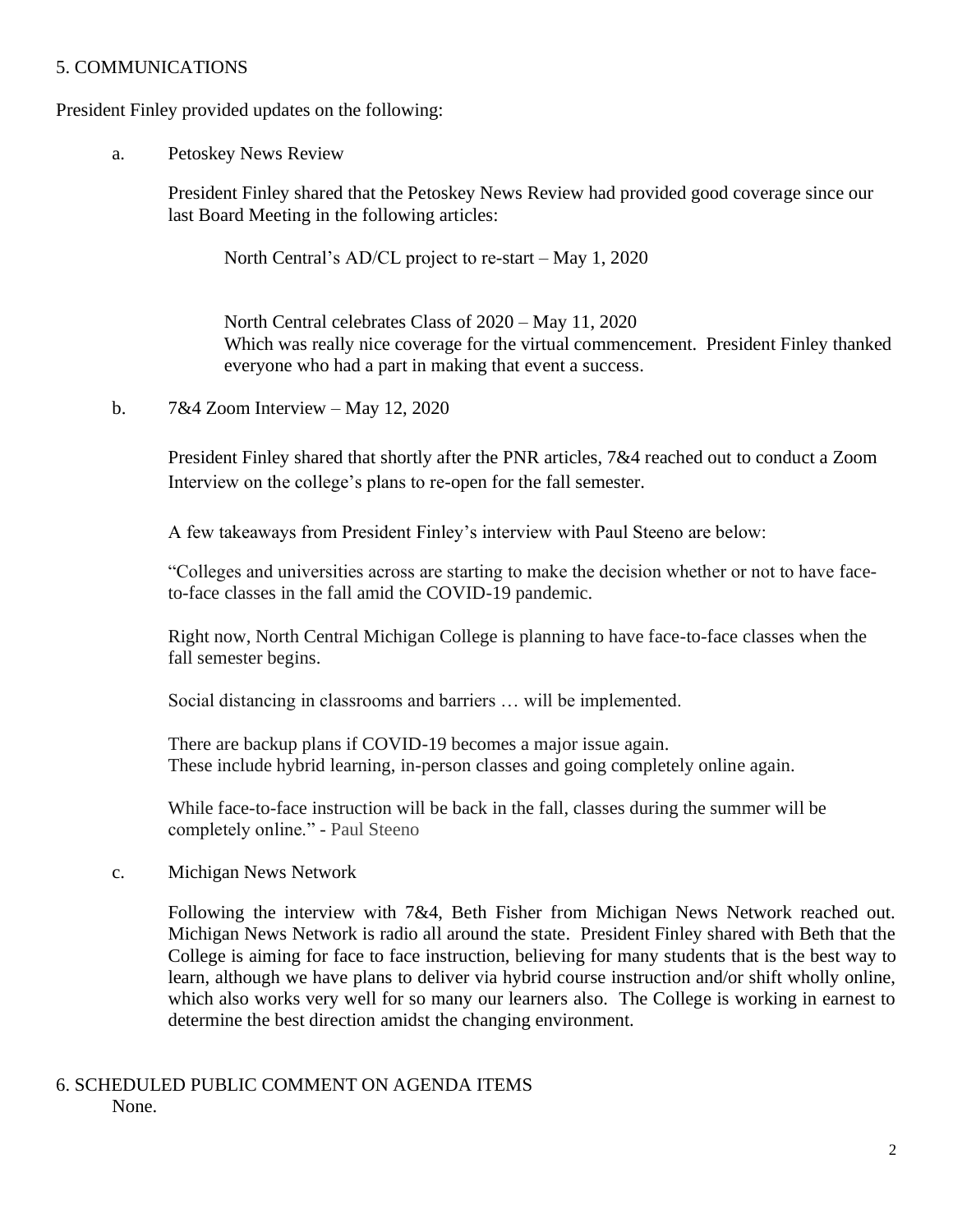## 5. COMMUNICATIONS

President Finley provided updates on the following:

a. Petoskey News Review

President Finley shared that the Petoskey News Review had provided good coverage since our last Board Meeting in the following articles:

North Central's AD/CL project to re-start – May 1, 2020

North Central celebrates Class of 2020 – May 11, 2020
Which was really nice coverage for the virtual commencement. President Finley thanked everyone who had a part in making that event a success.

b. 7&4 Zoom Interview – May 12, 2020

President Finley shared that shortly after the PNR articles, 7&4 reached out to conduct a Zoom Interview on the college's plans to re-open for the fall semester.

A few takeaways from President Finley's interview with Paul Steeno are below:

"Colleges and universities across are starting to make the decision whether or not to have face-to-face classes in the fall amid the COVID-19 pandemic.

Right now, North Central Michigan College is planning to have face-to-face classes when the fall semester begins.

Social distancing in classrooms and barriers … will be implemented.

There are backup plans if COVID-19 becomes a major issue again.
These include hybrid learning, in-person classes and going completely online again.

While face-to-face instruction will be back in the fall, classes during the summer will be completely online." - Paul Steeno

c. Michigan News Network

Following the interview with 7&4, Beth Fisher from Michigan News Network reached out. Michigan News Network is radio all around the state. President Finley shared with Beth that the College is aiming for face to face instruction, believing for many students that is the best way to learn, although we have plans to deliver via hybrid course instruction and/or shift wholly online, which also works very well for so many our learners also. The College is working in earnest to determine the best direction amidst the changing environment.

## 6. SCHEDULED PUBLIC COMMENT ON AGENDA ITEMS

None.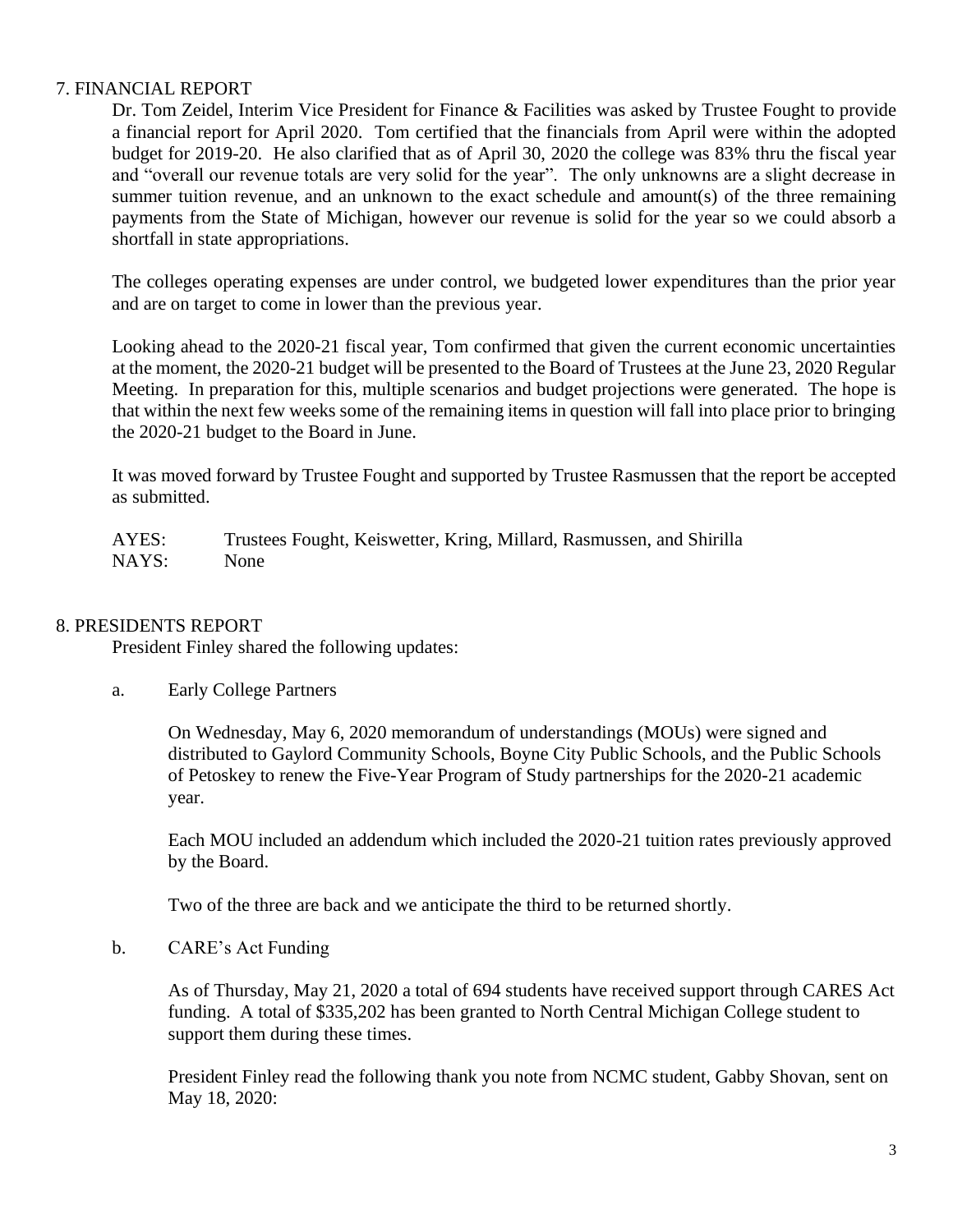## 7. FINANCIAL REPORT

Dr. Tom Zeidel, Interim Vice President for Finance & Facilities was asked by Trustee Fought to provide a financial report for April 2020. Tom certified that the financials from April were within the adopted budget for 2019-20. He also clarified that as of April 30, 2020 the college was 83% thru the fiscal year and "overall our revenue totals are very solid for the year". The only unknowns are a slight decrease in summer tuition revenue, and an unknown to the exact schedule and amount(s) of the three remaining payments from the State of Michigan, however our revenue is solid for the year so we could absorb a shortfall in state appropriations.

The colleges operating expenses are under control, we budgeted lower expenditures than the prior year and are on target to come in lower than the previous year.

Looking ahead to the 2020-21 fiscal year, Tom confirmed that given the current economic uncertainties at the moment, the 2020-21 budget will be presented to the Board of Trustees at the June 23, 2020 Regular Meeting. In preparation for this, multiple scenarios and budget projections were generated. The hope is that within the next few weeks some of the remaining items in question will fall into place prior to bringing the 2020-21 budget to the Board in June.

It was moved forward by Trustee Fought and supported by Trustee Rasmussen that the report be accepted as submitted.

AYES: Trustees Fought, Keiswetter, Kring, Millard, Rasmussen, and Shirilla
NAYS: None

## 8. PRESIDENTS REPORT

President Finley shared the following updates:

a. Early College Partners

On Wednesday, May 6, 2020 memorandum of understandings (MOUs) were signed and distributed to Gaylord Community Schools, Boyne City Public Schools, and the Public Schools of Petoskey to renew the Five-Year Program of Study partnerships for the 2020-21 academic year.

Each MOU included an addendum which included the 2020-21 tuition rates previously approved by the Board.

Two of the three are back and we anticipate the third to be returned shortly.

b. CARE's Act Funding

As of Thursday, May 21, 2020 a total of 694 students have received support through CARES Act funding. A total of $335,202 has been granted to North Central Michigan College student to support them during these times.

President Finley read the following thank you note from NCMC student, Gabby Shovan, sent on May 18, 2020: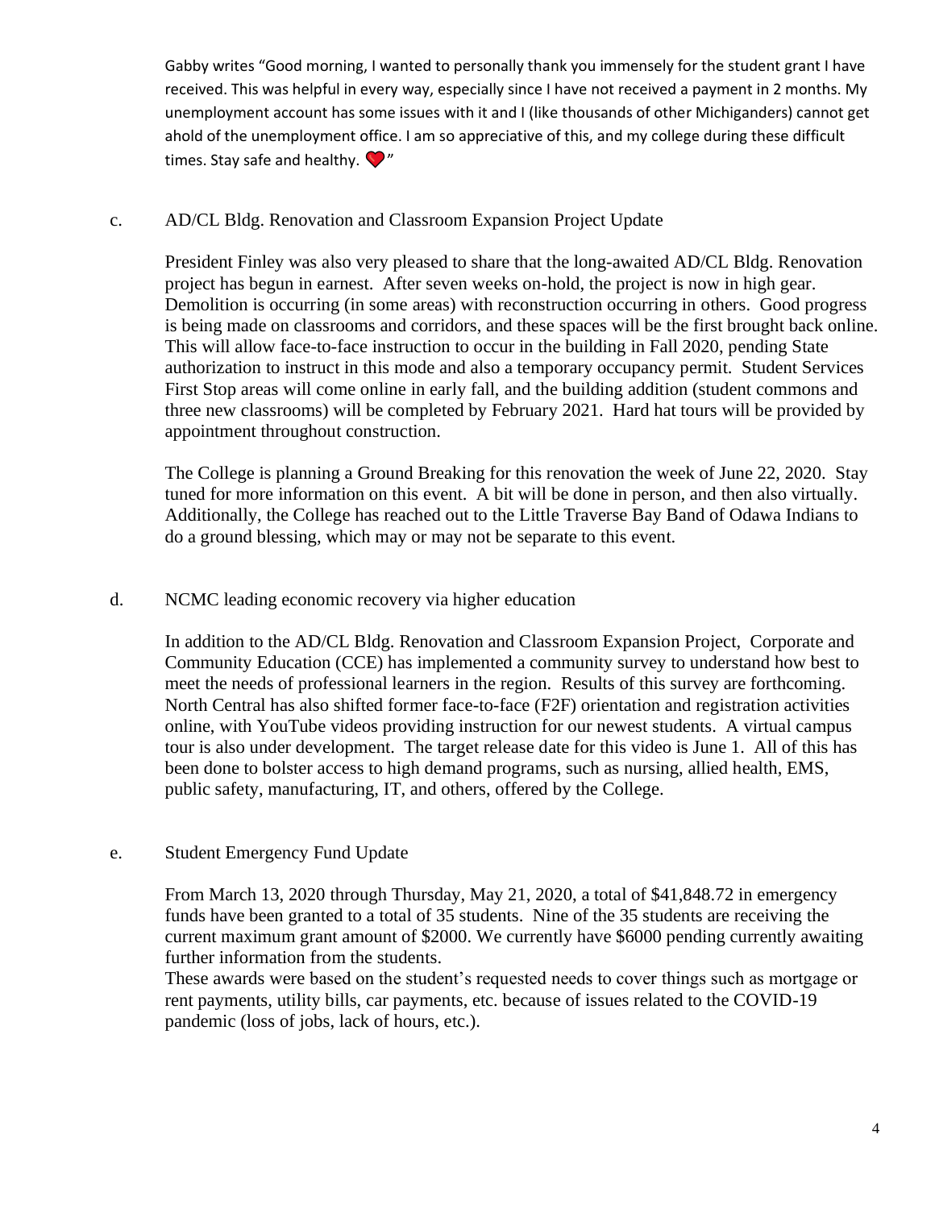Gabby writes "Good morning, I wanted to personally thank you immensely for the student grant I have received. This was helpful in every way, especially since I have not received a payment in 2 months. My unemployment account has some issues with it and I (like thousands of other Michiganders) cannot get ahold of the unemployment office. I am so appreciative of this, and my college during these difficult times. Stay safe and healthy. ❤️"

c. AD/CL Bldg. Renovation and Classroom Expansion Project Update

President Finley was also very pleased to share that the long-awaited AD/CL Bldg. Renovation project has begun in earnest. After seven weeks on-hold, the project is now in high gear. Demolition is occurring (in some areas) with reconstruction occurring in others. Good progress is being made on classrooms and corridors, and these spaces will be the first brought back online. This will allow face-to-face instruction to occur in the building in Fall 2020, pending State authorization to instruct in this mode and also a temporary occupancy permit. Student Services First Stop areas will come online in early fall, and the building addition (student commons and three new classrooms) will be completed by February 2021. Hard hat tours will be provided by appointment throughout construction.

The College is planning a Ground Breaking for this renovation the week of June 22, 2020. Stay tuned for more information on this event. A bit will be done in person, and then also virtually. Additionally, the College has reached out to the Little Traverse Bay Band of Odawa Indians to do a ground blessing, which may or may not be separate to this event.

d. NCMC leading economic recovery via higher education

In addition to the AD/CL Bldg. Renovation and Classroom Expansion Project, Corporate and Community Education (CCE) has implemented a community survey to understand how best to meet the needs of professional learners in the region. Results of this survey are forthcoming. North Central has also shifted former face-to-face (F2F) orientation and registration activities online, with YouTube videos providing instruction for our newest students. A virtual campus tour is also under development. The target release date for this video is June 1. All of this has been done to bolster access to high demand programs, such as nursing, allied health, EMS, public safety, manufacturing, IT, and others, offered by the College.

e. Student Emergency Fund Update

From March 13, 2020 through Thursday, May 21, 2020, a total of $41,848.72 in emergency funds have been granted to a total of 35 students. Nine of the 35 students are receiving the current maximum grant amount of $2000. We currently have $6000 pending currently awaiting further information from the students.

These awards were based on the student's requested needs to cover things such as mortgage or rent payments, utility bills, car payments, etc. because of issues related to the COVID-19 pandemic (loss of jobs, lack of hours, etc.).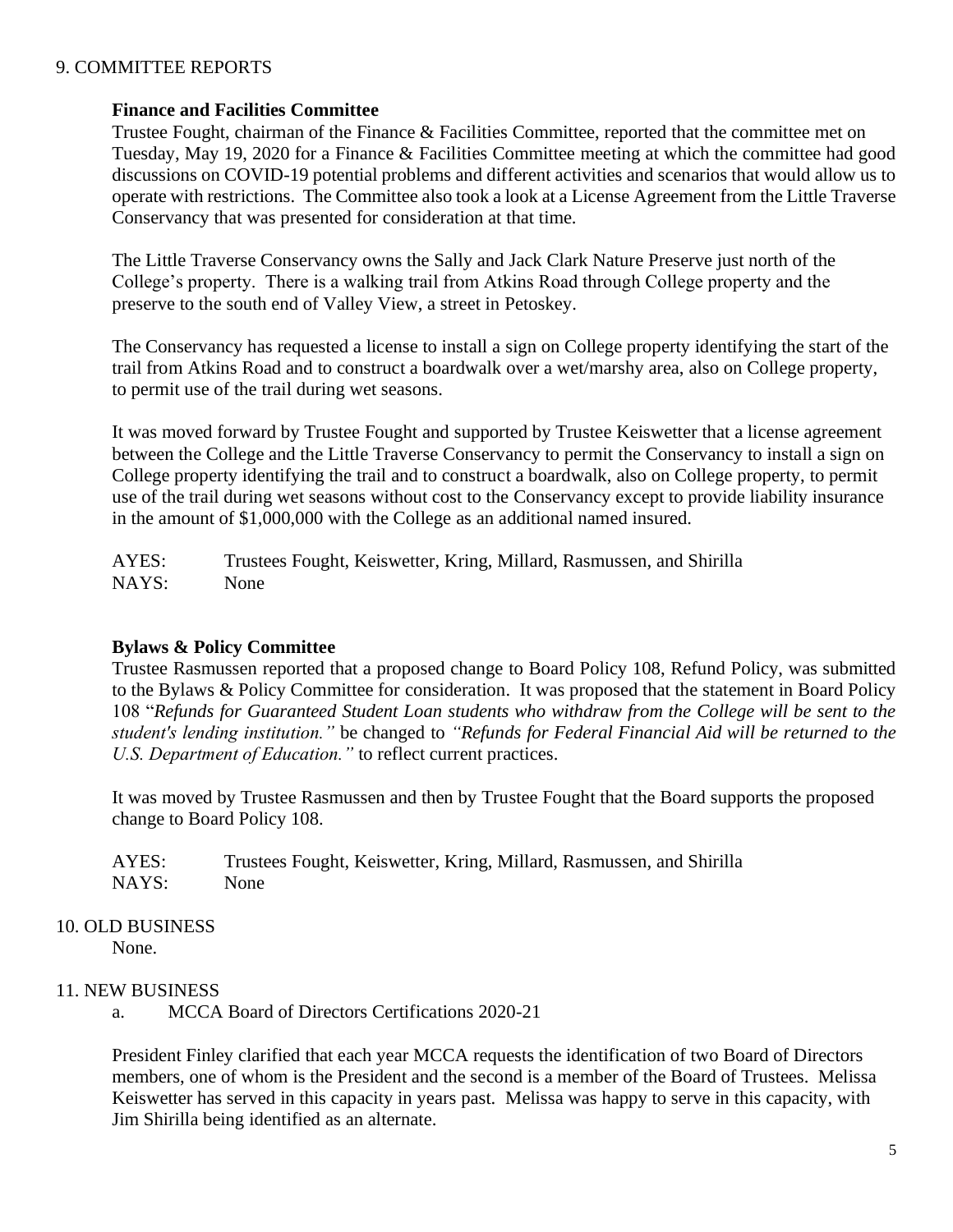## 9. COMMITTEE REPORTS

### Finance and Facilities Committee

Trustee Fought, chairman of the Finance & Facilities Committee, reported that the committee met on Tuesday, May 19, 2020 for a Finance & Facilities Committee meeting at which the committee had good discussions on COVID-19 potential problems and different activities and scenarios that would allow us to operate with restrictions. The Committee also took a look at a License Agreement from the Little Traverse Conservancy that was presented for consideration at that time.

The Little Traverse Conservancy owns the Sally and Jack Clark Nature Preserve just north of the College's property. There is a walking trail from Atkins Road through College property and the preserve to the south end of Valley View, a street in Petoskey.

The Conservancy has requested a license to install a sign on College property identifying the start of the trail from Atkins Road and to construct a boardwalk over a wet/marshy area, also on College property, to permit use of the trail during wet seasons.

It was moved forward by Trustee Fought and supported by Trustee Keiswetter that a license agreement between the College and the Little Traverse Conservancy to permit the Conservancy to install a sign on College property identifying the trail and to construct a boardwalk, also on College property, to permit use of the trail during wet seasons without cost to the Conservancy except to provide liability insurance in the amount of $1,000,000 with the College as an additional named insured.

AYES: Trustees Fought, Keiswetter, Kring, Millard, Rasmussen, and Shirilla
NAYS: None

### Bylaws & Policy Committee

Trustee Rasmussen reported that a proposed change to Board Policy 108, Refund Policy, was submitted to the Bylaws & Policy Committee for consideration. It was proposed that the statement in Board Policy 108 "*Refunds for Guaranteed Student Loan students who withdraw from the College will be sent to the student's lending institution.*" be changed to *"Refunds for Federal Financial Aid will be returned to the U.S. Department of Education."* to reflect current practices.

It was moved by Trustee Rasmussen and then by Trustee Fought that the Board supports the proposed change to Board Policy 108.

AYES: Trustees Fought, Keiswetter, Kring, Millard, Rasmussen, and Shirilla
NAYS: None

## 10. OLD BUSINESS

None.

## 11. NEW BUSINESS

a. MCCA Board of Directors Certifications 2020-21

President Finley clarified that each year MCCA requests the identification of two Board of Directors members, one of whom is the President and the second is a member of the Board of Trustees. Melissa Keiswetter has served in this capacity in years past. Melissa was happy to serve in this capacity, with Jim Shirilla being identified as an alternate.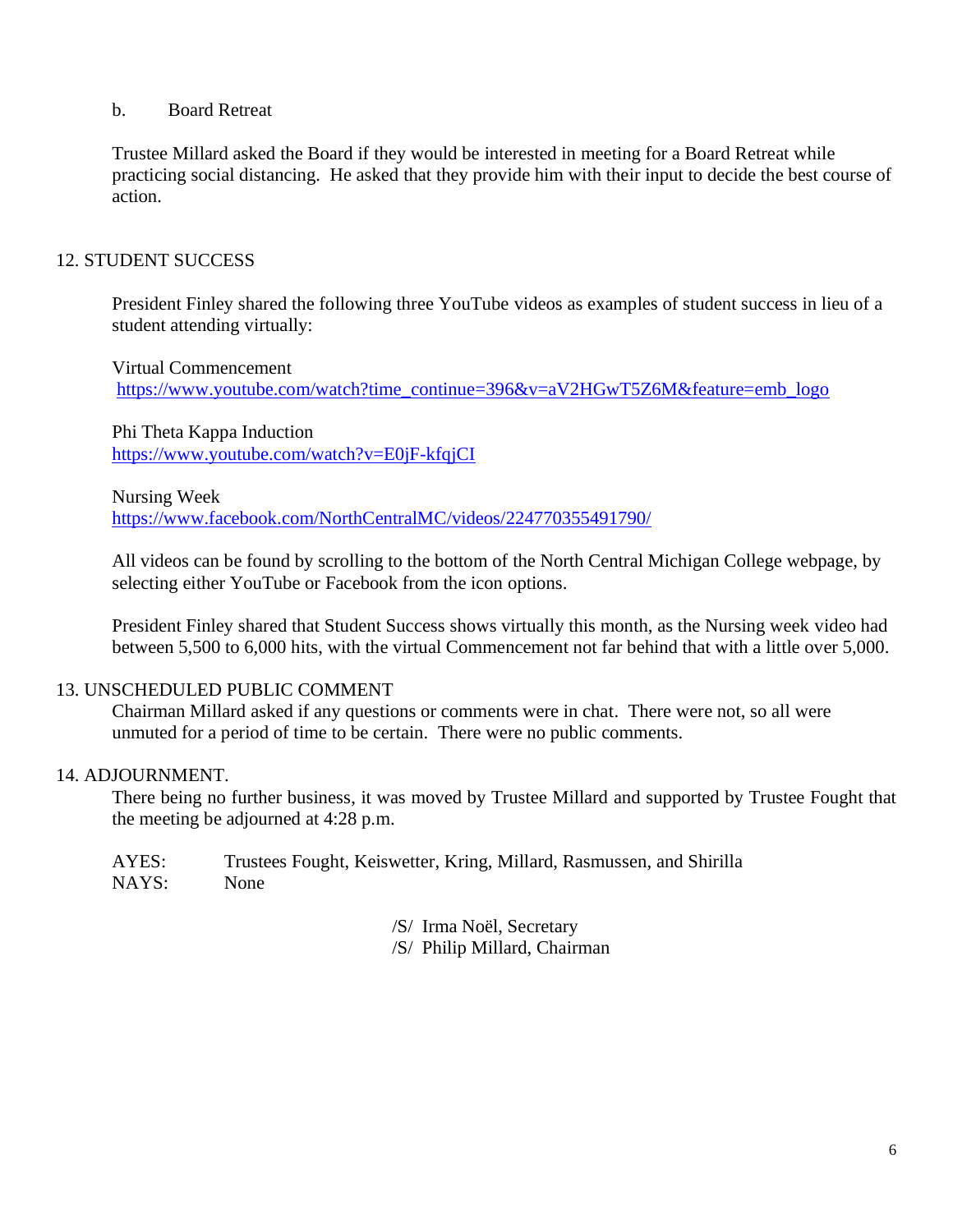b. Board Retreat

Trustee Millard asked the Board if they would be interested in meeting for a Board Retreat while practicing social distancing. He asked that they provide him with their input to decide the best course of action.

## 12. STUDENT SUCCESS

President Finley shared the following three YouTube videos as examples of student success in lieu of a student attending virtually:

Virtual Commencement
https://www.youtube.com/watch?time_continue=396&v=aV2HGwT5Z6M&feature=emb_logo

Phi Theta Kappa Induction
https://www.youtube.com/watch?v=E0jF-kfqjCI

Nursing Week
https://www.facebook.com/NorthCentralMC/videos/224770355491790/

All videos can be found by scrolling to the bottom of the North Central Michigan College webpage, by selecting either YouTube or Facebook from the icon options.

President Finley shared that Student Success shows virtually this month, as the Nursing week video had between 5,500 to 6,000 hits, with the virtual Commencement not far behind that with a little over 5,000.

## 13. UNSCHEDULED PUBLIC COMMENT

Chairman Millard asked if any questions or comments were in chat. There were not, so all were unmuted for a period of time to be certain. There were no public comments.

## 14. ADJOURNMENT.

There being no further business, it was moved by Trustee Millard and supported by Trustee Fought that the meeting be adjourned at 4:28 p.m.

AYES: Trustees Fought, Keiswetter, Kring, Millard, Rasmussen, and Shirilla
NAYS: None

/S/ Irma Noël, Secretary
/S/ Philip Millard, Chairman